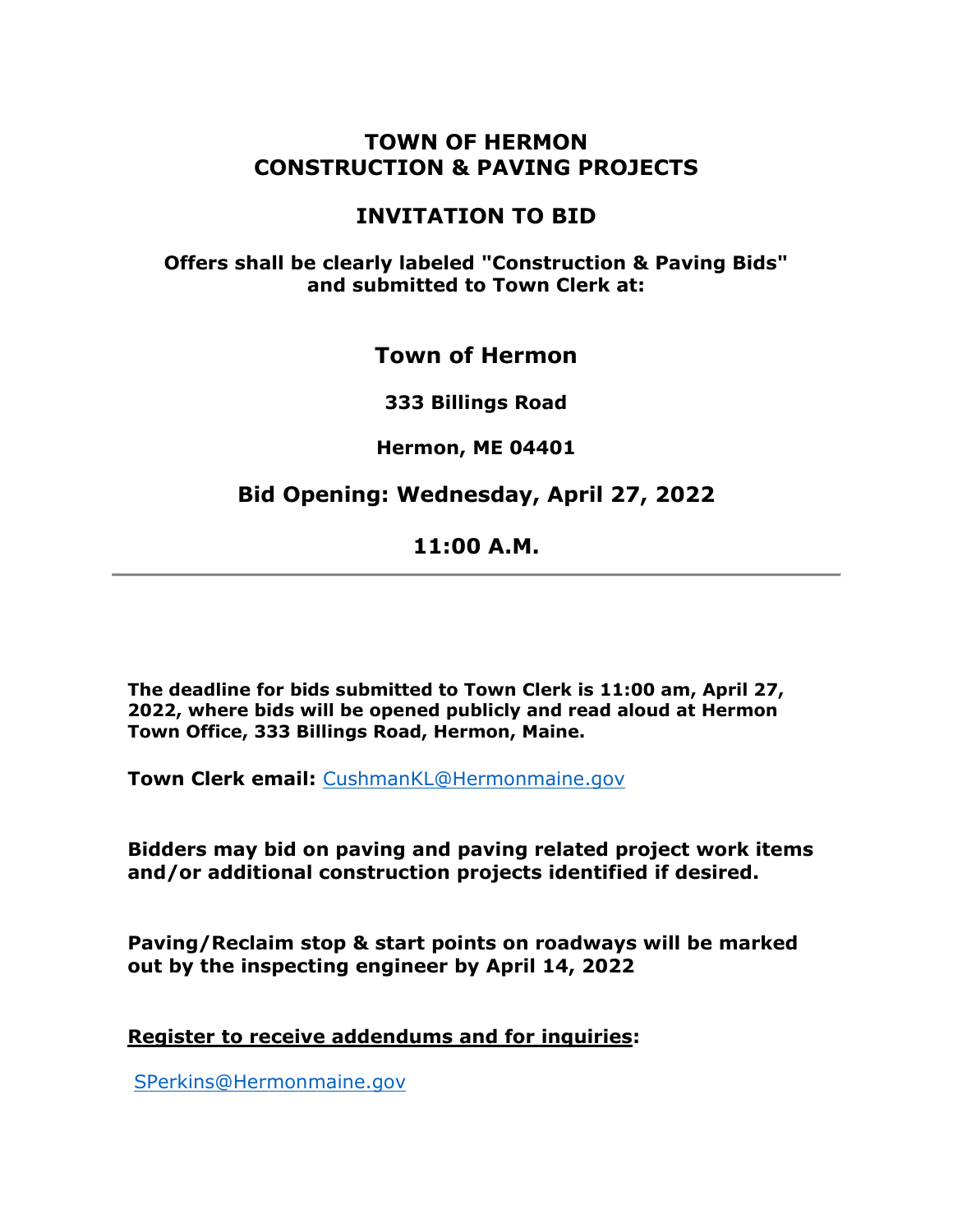# TOWN OF HERMON
# CONSTRUCTION & PAVING PROJECTS

## INVITATION TO BID

**Offers shall be clearly labeled "Construction & Paving Bids" and submitted to Town Clerk at:**

## Town of Hermon

**333 Billings Road**

**Hermon, ME 04401**

## Bid Opening: Wednesday, April 27, 2022

## 11:00 A.M.

---

**The deadline for bids submitted to Town Clerk is 11:00 am, April 27, 2022, where bids will be opened publicly and read aloud at Hermon Town Office, 333 Billings Road, Hermon, Maine.**

**Town Clerk email:** CushmanKL@Hermonmaine.gov

**Bidders may bid on paving and paving related project work items and/or additional construction projects identified if desired.**

**Paving/Reclaim stop & start points on roadways will be marked out by the inspecting engineer by April 14, 2022**

**Register to receive addendums and for inquiries:**

SPerkins@Hermonmaine.gov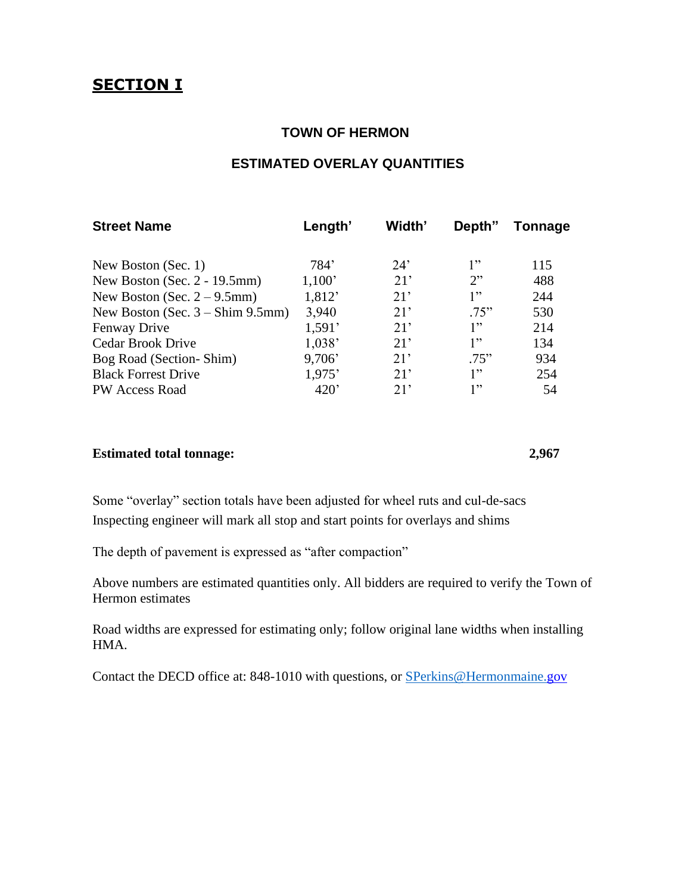## SECTION I

### TOWN OF HERMON

### ESTIMATED OVERLAY QUANTITIES

| Street Name | Length' | Width' | Depth" | Tonnage |
|---|---|---|---|---|
| New Boston (Sec. 1) | 784' | 24' | 1" | 115 |
| New Boston (Sec. 2 - 19.5mm) | 1,100' | 21' | 2" | 488 |
| New Boston (Sec. 2 – 9.5mm) | 1,812' | 21' | 1" | 244 |
| New Boston (Sec. 3 – Shim 9.5mm) | 3,940 | 21' | .75" | 530 |
| Fenway Drive | 1,591' | 21' | 1" | 214 |
| Cedar Brook Drive | 1,038' | 21' | 1" | 134 |
| Bog Road (Section- Shim) | 9,706' | 21' | .75" | 934 |
| Black Forrest Drive | 1,975' | 21' | 1" | 254 |
| PW Access Road | 420' | 21' | 1" | 54 |

**Estimated total tonage: 2,967**

Some "overlay" section totals have been adjusted for wheel ruts and cul-de-sacs
Inspecting engineer will mark all stop and start points for overlays and shims

The depth of pavement is expressed as "after compaction"

Above numbers are estimated quantities only. All bidders are required to verify the Town of Hermon estimates

Road widths are expressed for estimating only; follow original lane widths when installing HMA.

Contact the DECD office at: 848-1010 with questions, or SPerkins@Hermonmaine.gov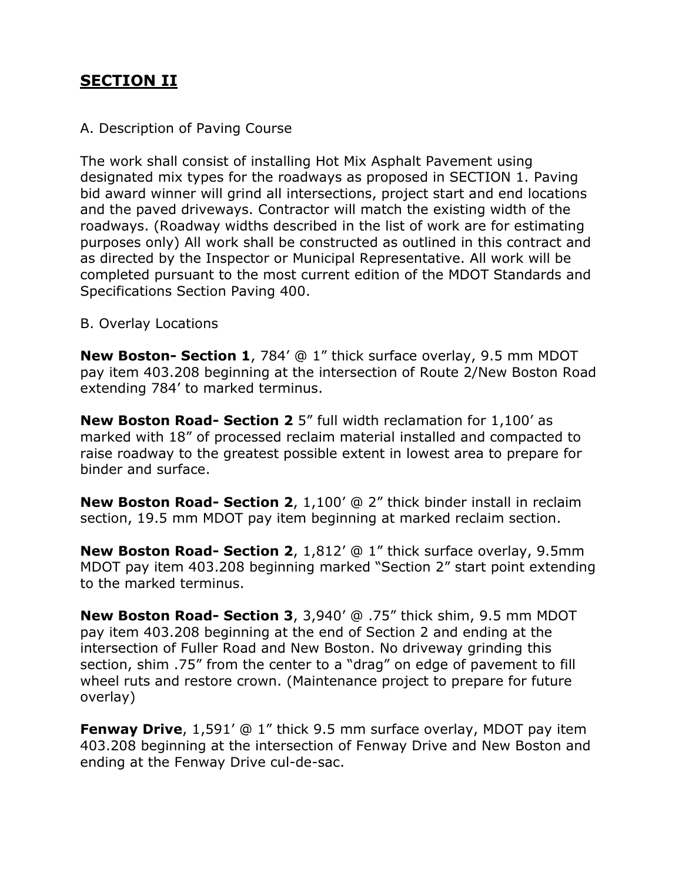## SECTION II

A. Description of Paving Course

The work shall consist of installing Hot Mix Asphalt Pavement using designated mix types for the roadways as proposed in SECTION 1. Paving bid award winner will grind all intersections, project start and end locations and the paved driveways. Contractor will match the existing width of the roadways. (Roadway widths described in the list of work are for estimating purposes only) All work shall be constructed as outlined in this contract and as directed by the Inspector or Municipal Representative. All work will be completed pursuant to the most current edition of the MDOT Standards and Specifications Section Paving 400.

B. Overlay Locations

**New Boston- Section 1**, 784' @ 1" thick surface overlay, 9.5 mm MDOT pay item 403.208 beginning at the intersection of Route 2/New Boston Road extending 784' to marked terminus.

**New Boston Road- Section 2** 5" full width reclamation for 1,100' as marked with 18" of processed reclaim material installed and compacted to raise roadway to the greatest possible extent in lowest area to prepare for binder and surface.

**New Boston Road- Section 2**, 1,100' @ 2" thick binder install in reclaim section, 19.5 mm MDOT pay item beginning at marked reclaim section.

**New Boston Road- Section 2**, 1,812' @ 1" thick surface overlay, 9.5mm MDOT pay item 403.208 beginning marked "Section 2" start point extending to the marked terminus.

**New Boston Road- Section 3**, 3,940' @ .75" thick shim, 9.5 mm MDOT pay item 403.208 beginning at the end of Section 2 and ending at the intersection of Fuller Road and New Boston. No driveway grinding this section, shim .75" from the center to a "drag" on edge of pavement to fill wheel ruts and restore crown. (Maintenance project to prepare for future overlay)

**Fenway Drive**, 1,591' @ 1" thick 9.5 mm surface overlay, MDOT pay item 403.208 beginning at the intersection of Fenway Drive and New Boston and ending at the Fenway Drive cul-de-sac.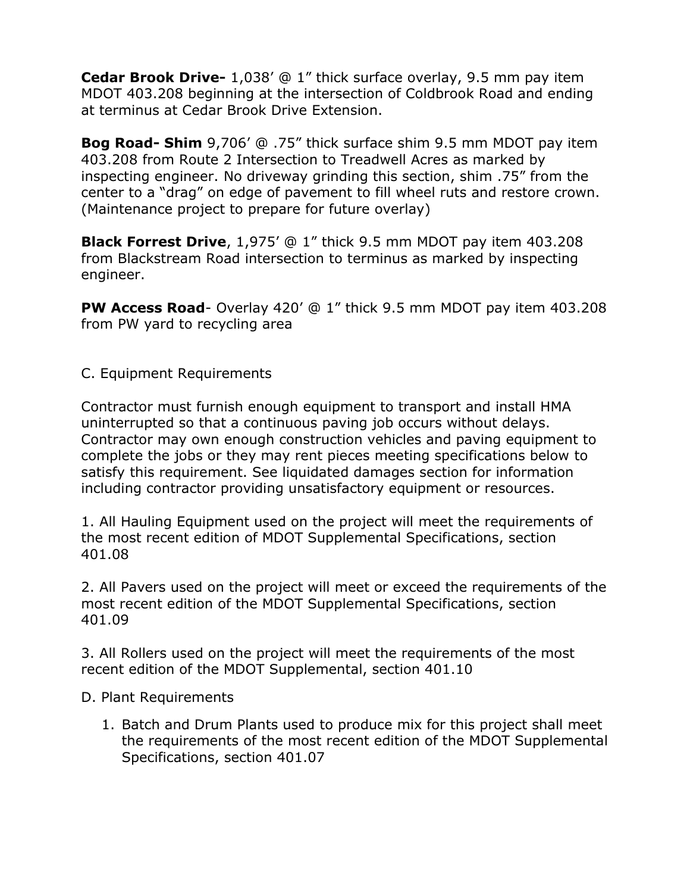**Cedar Brook Drive-** 1,038’ @ 1” thick surface overlay, 9.5 mm pay item MDOT 403.208 beginning at the intersection of Coldbrook Road and ending at terminus at Cedar Brook Drive Extension.

**Bog Road- Shim** 9,706’ @ .75” thick surface shim 9.5 mm MDOT pay item 403.208 from Route 2 Intersection to Treadwell Acres as marked by inspecting engineer. No driveway grinding this section, shim .75” from the center to a “drag” on edge of pavement to fill wheel ruts and restore crown. (Maintenance project to prepare for future overlay)

**Black Forrest Drive**, 1,975’ @ 1” thick 9.5 mm MDOT pay item 403.208 from Blackstream Road intersection to terminus as marked by inspecting engineer.

**PW Access Road**- Overlay 420’ @ 1” thick 9.5 mm MDOT pay item 403.208 from PW yard to recycling area

C. Equipment Requirements

Contractor must furnish enough equipment to transport and install HMA uninterrupted so that a continuous paving job occurs without delays. Contractor may own enough construction vehicles and paving equipment to complete the jobs or they may rent pieces meeting specifications below to satisfy this requirement. See liquidated damages section for information including contractor providing unsatisfactory equipment or resources.

1. All Hauling Equipment used on the project will meet the requirements of the most recent edition of MDOT Supplemental Specifications, section 401.08

2. All Pavers used on the project will meet or exceed the requirements of the most recent edition of the MDOT Supplemental Specifications, section 401.09

3. All Rollers used on the project will meet the requirements of the most recent edition of the MDOT Supplemental, section 401.10

D. Plant Requirements

1. Batch and Drum Plants used to produce mix for this project shall meet the requirements of the most recent edition of the MDOT Supplemental Specifications, section 401.07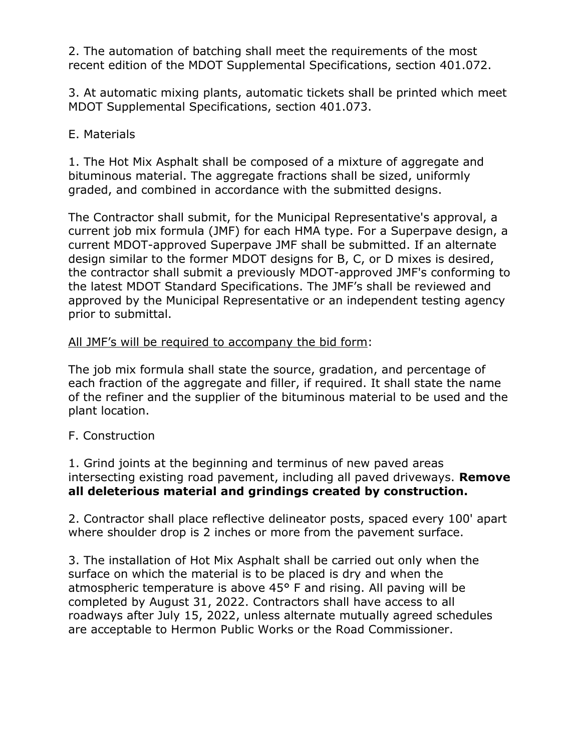2. The automation of batching shall meet the requirements of the most recent edition of the MDOT Supplemental Specifications, section 401.072.

3. At automatic mixing plants, automatic tickets shall be printed which meet MDOT Supplemental Specifications, section 401.073.

E. Materials

1. The Hot Mix Asphalt shall be composed of a mixture of aggregate and bituminous material. The aggregate fractions shall be sized, uniformly graded, and combined in accordance with the submitted designs.

The Contractor shall submit, for the Municipal Representative's approval, a current job mix formula (JMF) for each HMA type. For a Superpave design, a current MDOT-approved Superpave JMF shall be submitted. If an alternate design similar to the former MDOT designs for B, C, or D mixes is desired, the contractor shall submit a previously MDOT-approved JMF's conforming to the latest MDOT Standard Specifications. The JMF's shall be reviewed and approved by the Municipal Representative or an independent testing agency prior to submittal.

<u>All JMF's will be required to accompany the bid form</u>:

The job mix formula shall state the source, gradation, and percentage of each fraction of the aggregate and filler, if required. It shall state the name of the refiner and the supplier of the bituminous material to be used and the plant location.

F. Construction

1. Grind joints at the beginning and terminus of new paved areas intersecting existing road pavement, including all paved driveways. **Remove all deleterious material and grindings created by construction.**

2. Contractor shall place reflective delineator posts, spaced every 100' apart where shoulder drop is 2 inches or more from the pavement surface.

3. The installation of Hot Mix Asphalt shall be carried out only when the surface on which the material is to be placed is dry and when the atmospheric temperature is above 45° F and rising. All paving will be completed by August 31, 2022. Contractors shall have access to all roadways after July 15, 2022, unless alternate mutually agreed schedules are acceptable to Hermon Public Works or the Road Commissioner.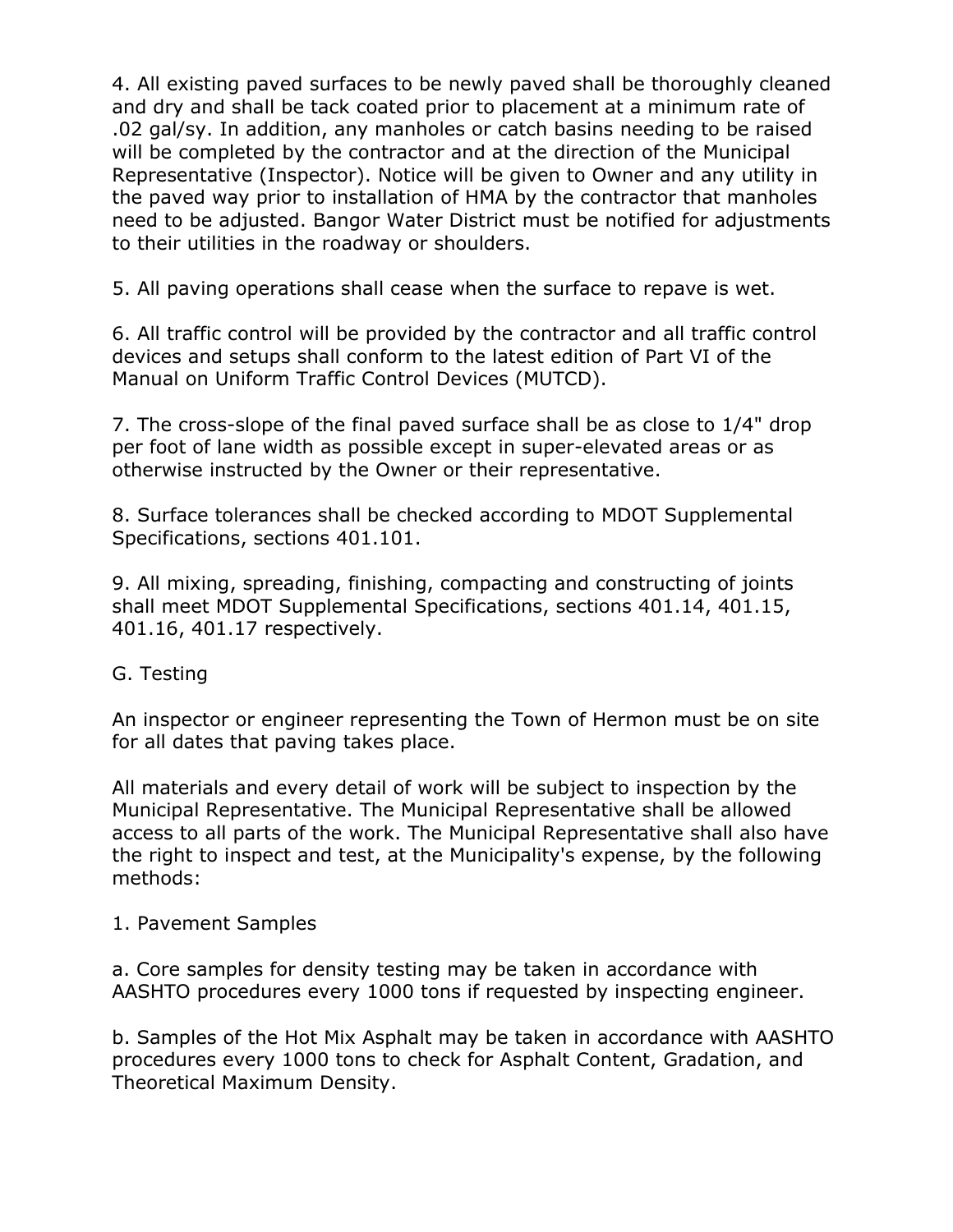4. All existing paved surfaces to be newly paved shall be thoroughly cleaned and dry and shall be tack coated prior to placement at a minimum rate of .02 gal/sy. In addition, any manholes or catch basins needing to be raised will be completed by the contractor and at the direction of the Municipal Representative (Inspector). Notice will be given to Owner and any utility in the paved way prior to installation of HMA by the contractor that manholes need to be adjusted. Bangor Water District must be notified for adjustments to their utilities in the roadway or shoulders.

5. All paving operations shall cease when the surface to repave is wet.

6. All traffic control will be provided by the contractor and all traffic control devices and setups shall conform to the latest edition of Part VI of the Manual on Uniform Traffic Control Devices (MUTCD).

7. The cross-slope of the final paved surface shall be as close to 1/4" drop per foot of lane width as possible except in super-elevated areas or as otherwise instructed by the Owner or their representative.

8. Surface tolerances shall be checked according to MDOT Supplemental Specifications, sections 401.101.

9. All mixing, spreading, finishing, compacting and constructing of joints shall meet MDOT Supplemental Specifications, sections 401.14, 401.15, 401.16, 401.17 respectively.

G. Testing

An inspector or engineer representing the Town of Hermon must be on site for all dates that paving takes place.

All materials and every detail of work will be subject to inspection by the Municipal Representative. The Municipal Representative shall be allowed access to all parts of the work. The Municipal Representative shall also have the right to inspect and test, at the Municipality's expense, by the following methods:

1. Pavement Samples

a. Core samples for density testing may be taken in accordance with AASHTO procedures every 1000 tons if requested by inspecting engineer.

b. Samples of the Hot Mix Asphalt may be taken in accordance with AASHTO procedures every 1000 tons to check for Asphalt Content, Gradation, and Theoretical Maximum Density.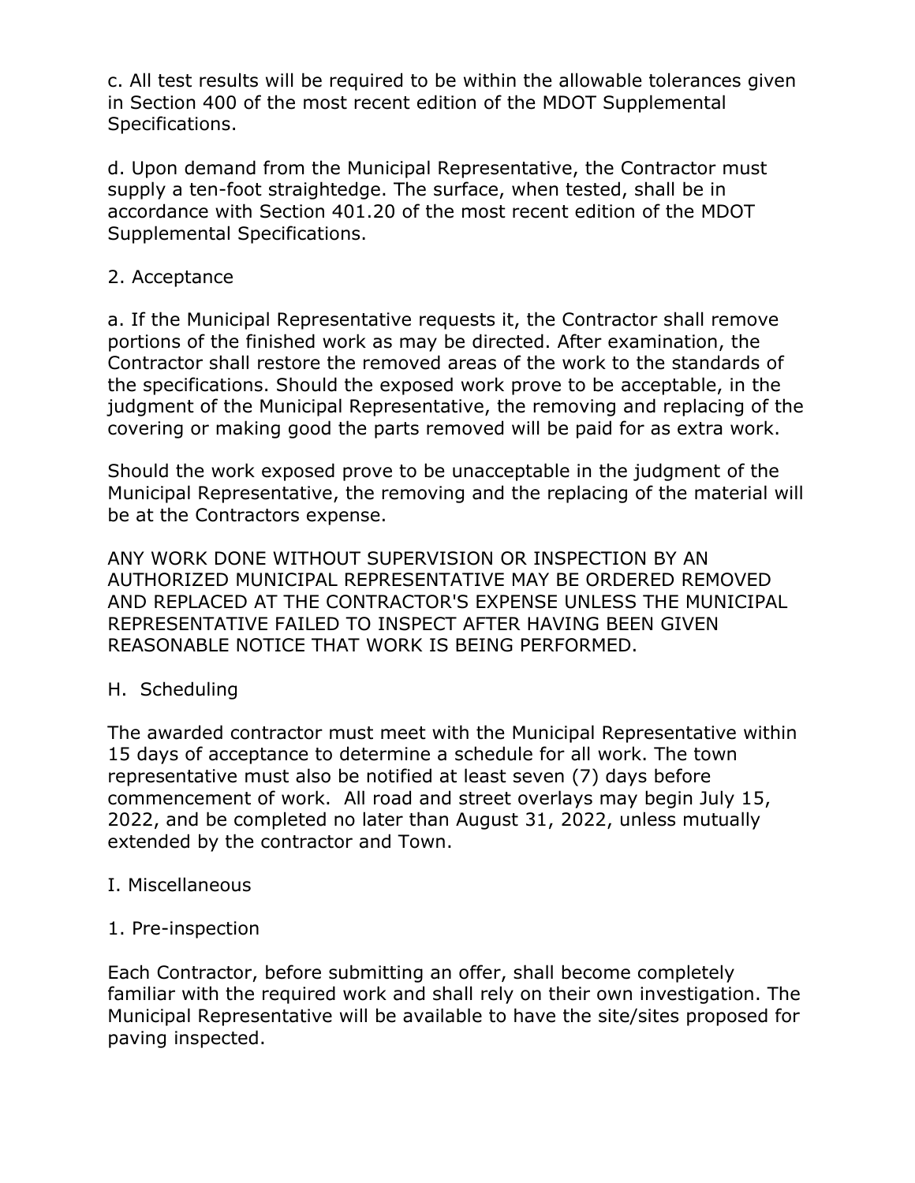c. All test results will be required to be within the allowable tolerances given in Section 400 of the most recent edition of the MDOT Supplemental Specifications.

d. Upon demand from the Municipal Representative, the Contractor must supply a ten-foot straightedge. The surface, when tested, shall be in accordance with Section 401.20 of the most recent edition of the MDOT Supplemental Specifications.

2. Acceptance

a. If the Municipal Representative requests it, the Contractor shall remove portions of the finished work as may be directed. After examination, the Contractor shall restore the removed areas of the work to the standards of the specifications. Should the exposed work prove to be acceptable, in the judgment of the Municipal Representative, the removing and replacing of the covering or making good the parts removed will be paid for as extra work.

Should the work exposed prove to be unacceptable in the judgment of the Municipal Representative, the removing and the replacing of the material will be at the Contractors expense.

ANY WORK DONE WITHOUT SUPERVISION OR INSPECTION BY AN AUTHORIZED MUNICIPAL REPRESENTATIVE MAY BE ORDERED REMOVED AND REPLACED AT THE CONTRACTOR'S EXPENSE UNLESS THE MUNICIPAL REPRESENTATIVE FAILED TO INSPECT AFTER HAVING BEEN GIVEN REASONABLE NOTICE THAT WORK IS BEING PERFORMED.

H. Scheduling

The awarded contractor must meet with the Municipal Representative within 15 days of acceptance to determine a schedule for all work. The town representative must also be notified at least seven (7) days before commencement of work. All road and street overlays may begin July 15, 2022, and be completed no later than August 31, 2022, unless mutually extended by the contractor and Town.

I. Miscellaneous

1. Pre-inspection

Each Contractor, before submitting an offer, shall become completely familiar with the required work and shall rely on their own investigation. The Municipal Representative will be available to have the site/sites proposed for paving inspected.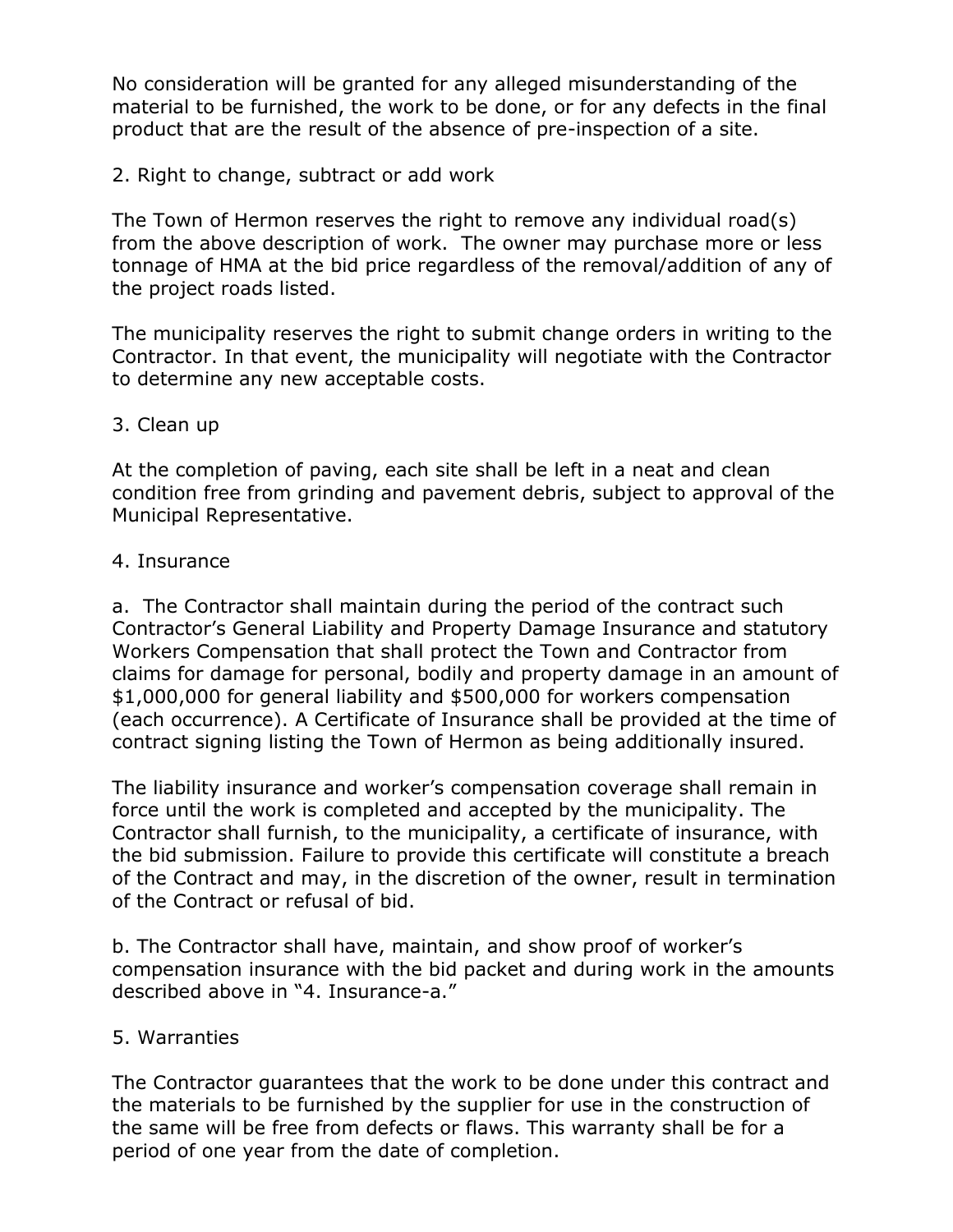No consideration will be granted for any alleged misunderstanding of the material to be furnished, the work to be done, or for any defects in the final product that are the result of the absence of pre-inspection of a site.

2. Right to change, subtract or add work

The Town of Hermon reserves the right to remove any individual road(s) from the above description of work. The owner may purchase more or less tonnage of HMA at the bid price regardless of the removal/addition of any of the project roads listed.

The municipality reserves the right to submit change orders in writing to the Contractor. In that event, the municipality will negotiate with the Contractor to determine any new acceptable costs.

3. Clean up

At the completion of paving, each site shall be left in a neat and clean condition free from grinding and pavement debris, subject to approval of the Municipal Representative.

4. Insurance

a. The Contractor shall maintain during the period of the contract such Contractor's General Liability and Property Damage Insurance and statutory Workers Compensation that shall protect the Town and Contractor from claims for damage for personal, bodily and property damage in an amount of $1,000,000 for general liability and $500,000 for workers compensation (each occurrence). A Certificate of Insurance shall be provided at the time of contract signing listing the Town of Hermon as being additionally insured.

The liability insurance and worker's compensation coverage shall remain in force until the work is completed and accepted by the municipality. The Contractor shall furnish, to the municipality, a certificate of insurance, with the bid submission. Failure to provide this certificate will constitute a breach of the Contract and may, in the discretion of the owner, result in termination of the Contract or refusal of bid.

b. The Contractor shall have, maintain, and show proof of worker's compensation insurance with the bid packet and during work in the amounts described above in "4. Insurance-a."

5. Warranties

The Contractor guarantees that the work to be done under this contract and the materials to be furnished by the supplier for use in the construction of the same will be free from defects or flaws. This warranty shall be for a period of one year from the date of completion.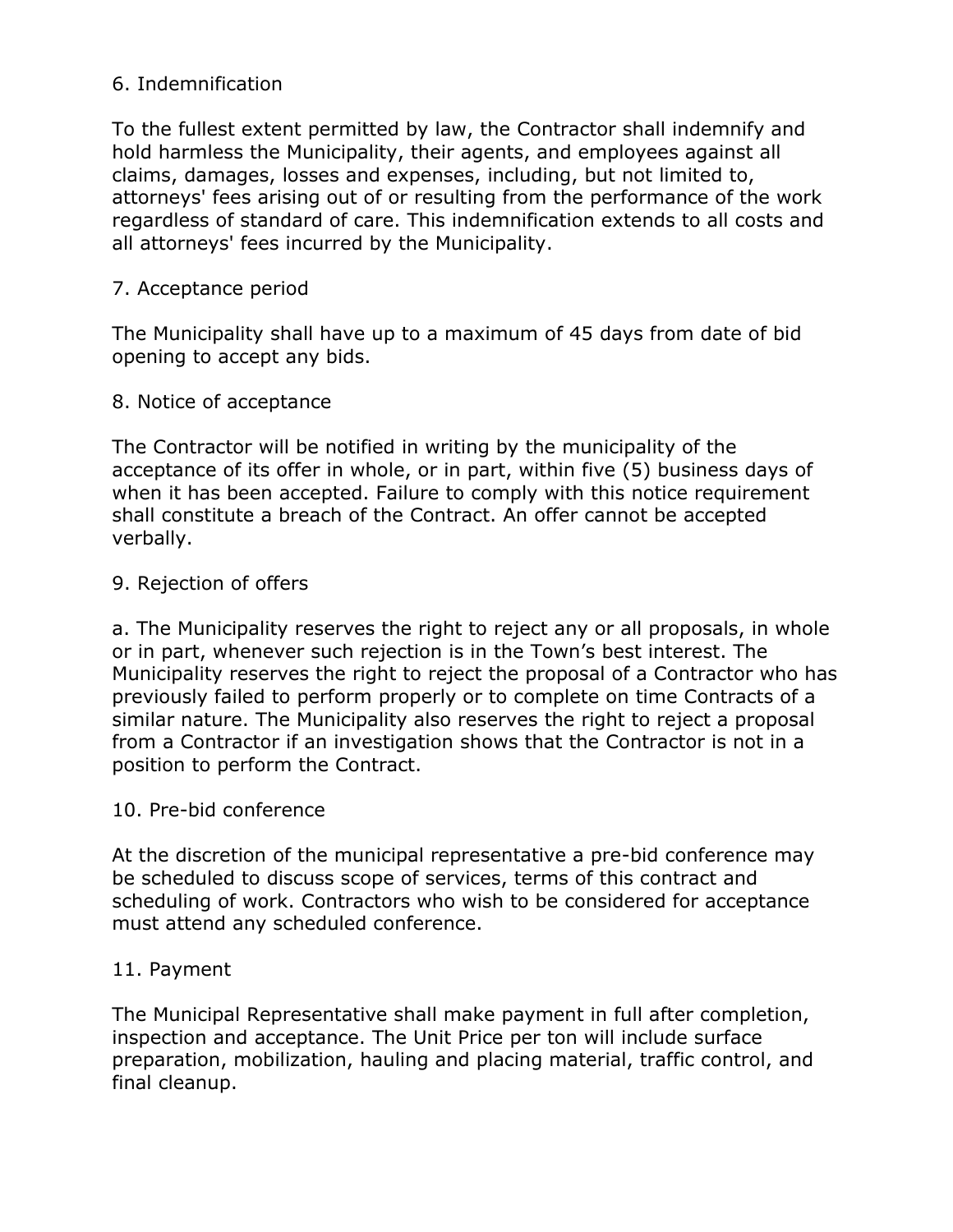## 6. Indemnification

To the fullest extent permitted by law, the Contractor shall indemnify and hold harmless the Municipality, their agents, and employees against all claims, damages, losses and expenses, including, but not limited to, attorneys' fees arising out of or resulting from the performance of the work regardless of standard of care. This indemnification extends to all costs and all attorneys' fees incurred by the Municipality.

## 7. Acceptance period

The Municipality shall have up to a maximum of 45 days from date of bid opening to accept any bids.

## 8. Notice of acceptance

The Contractor will be notified in writing by the municipality of the acceptance of its offer in whole, or in part, within five (5) business days of when it has been accepted. Failure to comply with this notice requirement shall constitute a breach of the Contract. An offer cannot be accepted verbally.

## 9. Rejection of offers

a. The Municipality reserves the right to reject any or all proposals, in whole or in part, whenever such rejection is in the Town's best interest. The Municipality reserves the right to reject the proposal of a Contractor who has previously failed to perform properly or to complete on time Contracts of a similar nature. The Municipality also reserves the right to reject a proposal from a Contractor if an investigation shows that the Contractor is not in a position to perform the Contract.

## 10. Pre-bid conference

At the discretion of the municipal representative a pre-bid conference may be scheduled to discuss scope of services, terms of this contract and scheduling of work. Contractors who wish to be considered for acceptance must attend any scheduled conference.

## 11. Payment

The Municipal Representative shall make payment in full after completion, inspection and acceptance. The Unit Price per ton will include surface preparation, mobilization, hauling and placing material, traffic control, and final cleanup.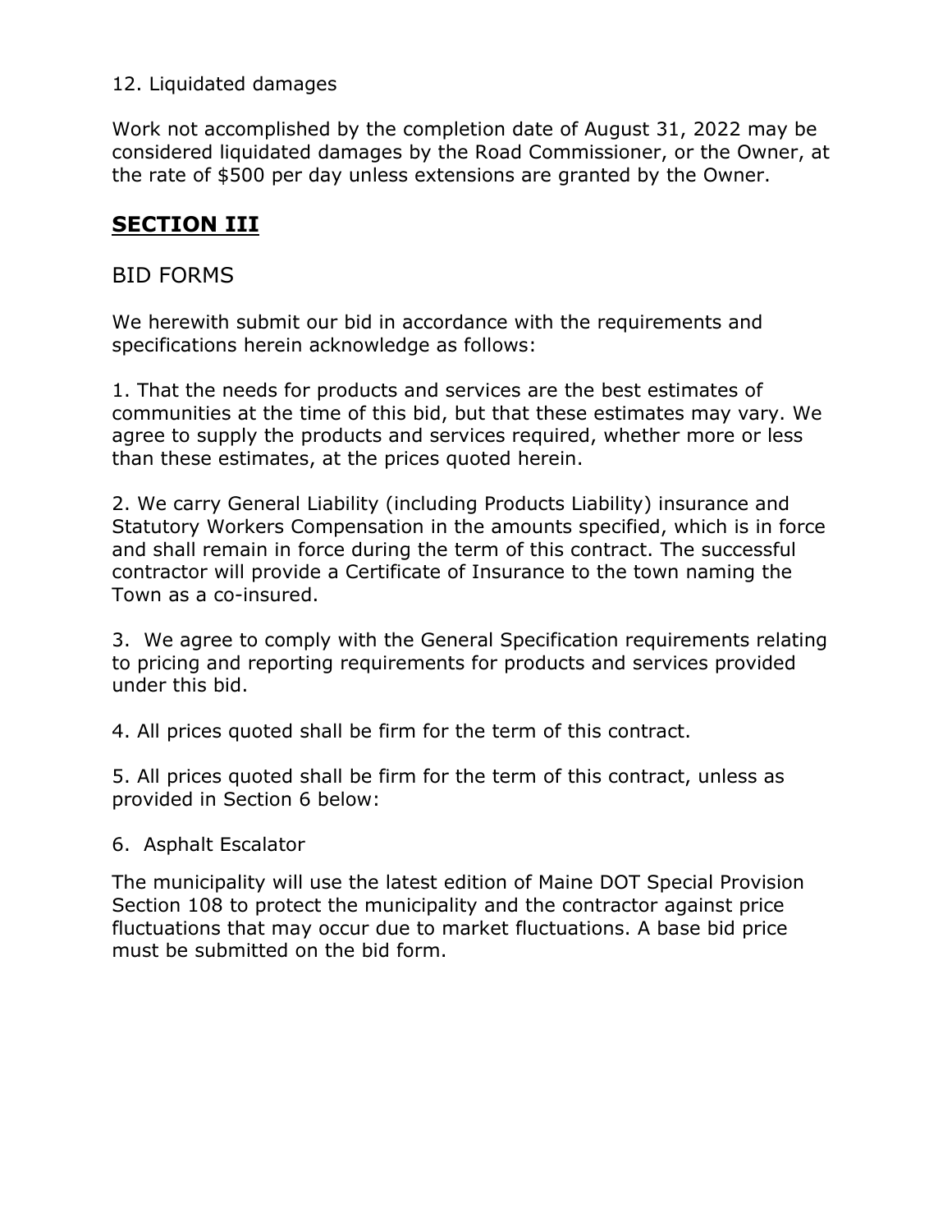12. Liquidated damages

Work not accomplished by the completion date of August 31, 2022 may be considered liquidated damages by the Road Commissioner, or the Owner, at the rate of $500 per day unless extensions are granted by the Owner.

## **SECTION III**

BID FORMS

We herewith submit our bid in accordance with the requirements and specifications herein acknowledge as follows:

1. That the needs for products and services are the best estimates of communities at the time of this bid, but that these estimates may vary. We agree to supply the products and services required, whether more or less than these estimates, at the prices quoted herein.

2. We carry General Liability (including Products Liability) insurance and Statutory Workers Compensation in the amounts specified, which is in force and shall remain in force during the term of this contract. The successful contractor will provide a Certificate of Insurance to the town naming the Town as a co-insured.

3. We agree to comply with the General Specification requirements relating to pricing and reporting requirements for products and services provided under this bid.

4. All prices quoted shall be firm for the term of this contract.

5. All prices quoted shall be firm for the term of this contract, unless as provided in Section 6 below:

6. Asphalt Escalator

The municipality will use the latest edition of Maine DOT Special Provision Section 108 to protect the municipality and the contractor against price fluctuations that may occur due to market fluctuations. A base bid price must be submitted on the bid form.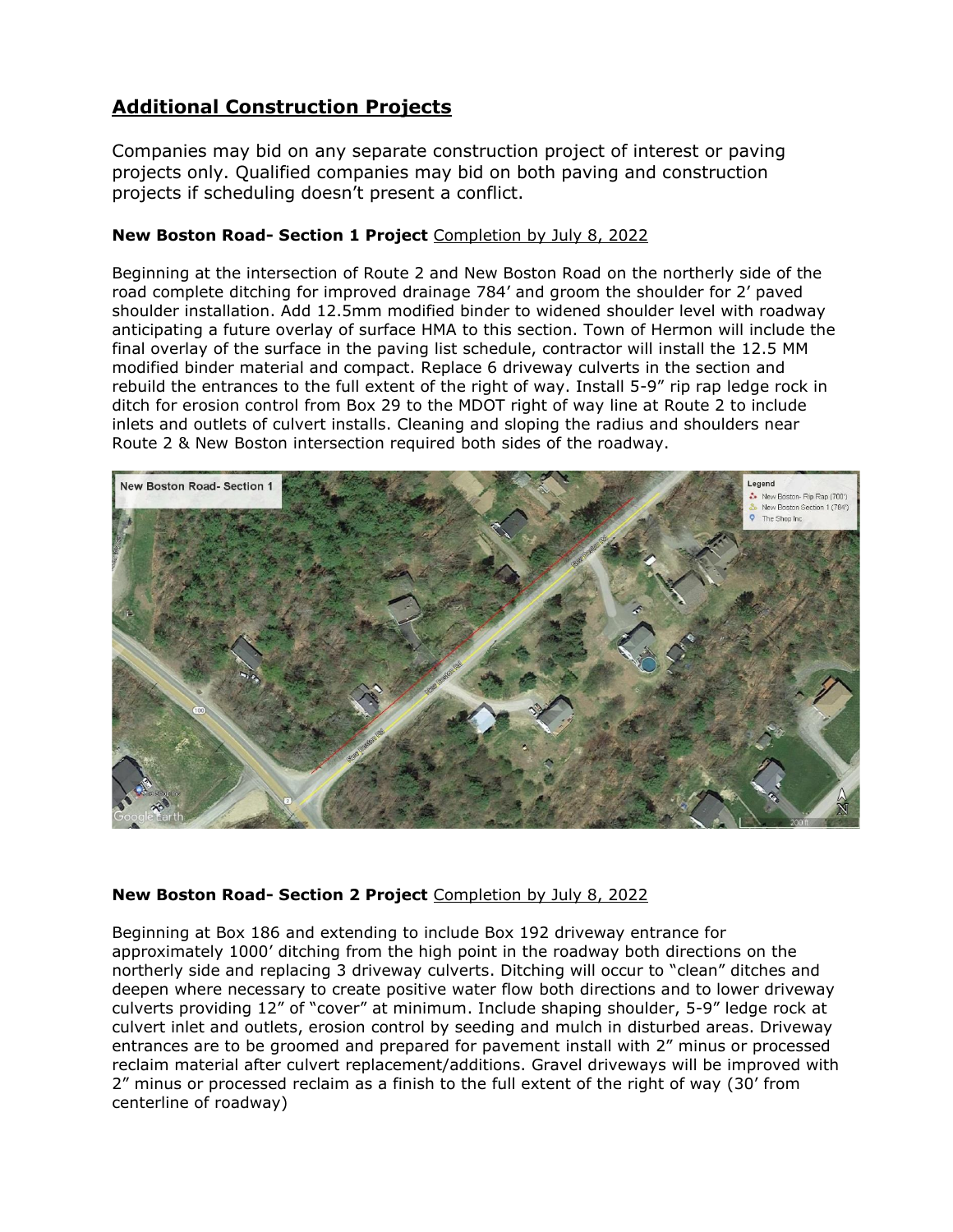## Additional Construction Projects

Companies may bid on any separate construction project of interest or paving projects only. Qualified companies may bid on both paving and construction projects if scheduling doesn't present a conflict.

**New Boston Road- Section 1 Project** Completion by July 8, 2022

Beginning at the intersection of Route 2 and New Boston Road on the northerly side of the road complete ditching for improved drainage 784' and groom the shoulder for 2' paved shoulder installation. Add 12.5mm modified binder to widened shoulder level with roadway anticipating a future overlay of surface HMA to this section. Town of Hermon will include the final overlay of the surface in the paving list schedule, contractor will install the 12.5 MM modified binder material and compact. Replace 6 driveway culverts in the section and rebuild the entrances to the full extent of the right of way. Install 5-9" rip rap ledge rock in ditch for erosion control from Box 29 to the MDOT right of way line at Route 2 to include inlets and outlets of culvert installs. Cleaning and sloping the radius and shoulders near Route 2 & New Boston intersection required both sides of the roadway.

**New Boston Road- Section 2 Project** Completion by July 8, 2022

Beginning at Box 186 and extending to include Box 192 driveway entrance for approximately 1000' ditching from the high point in the roadway both directions on the northerly side and replacing 3 driveway culverts. Ditching will occur to "clean" ditches and deepen where necessary to create positive water flow both directions and to lower driveway culverts providing 12" of "cover" at minimum. Include shaping shoulder, 5-9" ledge rock at culvert inlet and outlets, erosion control by seeding and mulch in disturbed areas. Driveway entrances are to be groomed and prepared for pavement install with 2" minus or processed reclaim material after culvert replacement/additions. Gravel driveways will be improved with 2" minus or processed reclaim as a finish to the full extent of the right of way (30' from centerline of roadway)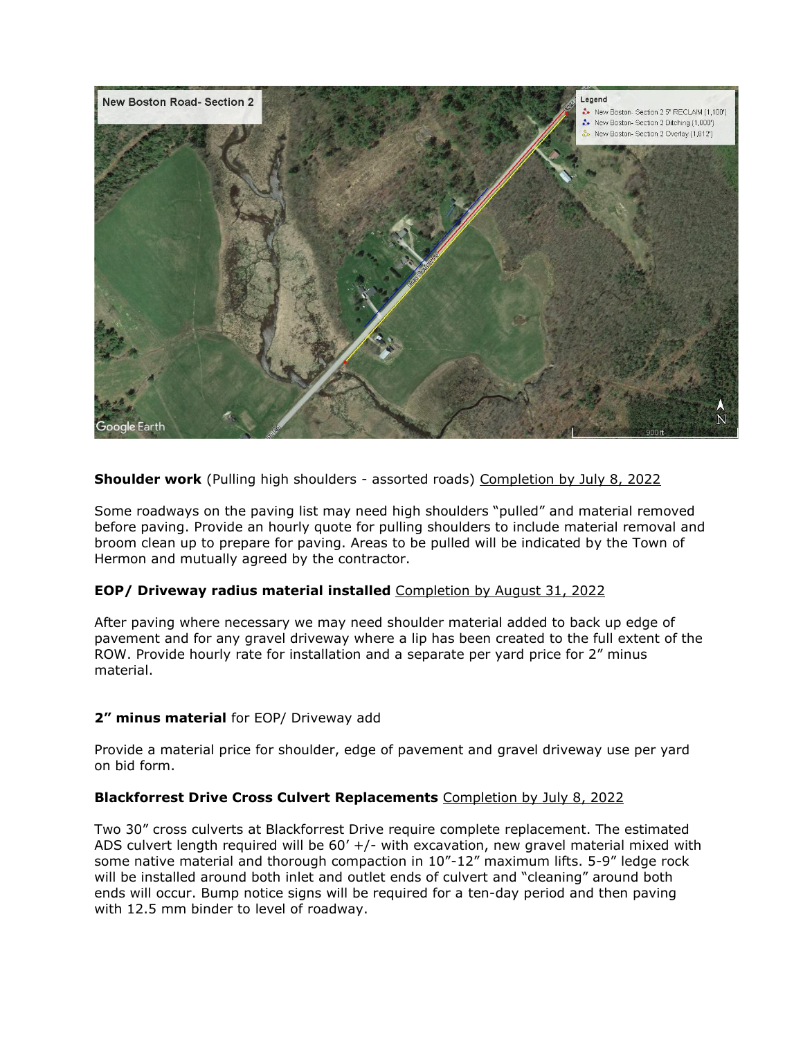**Shoulder work** (Pulling high shoulders - assorted roads) Completion by July 8, 2022

Some roadways on the paving list may need high shoulders "pulled" and material removed before paving. Provide an hourly quote for pulling shoulders to include material removal and broom clean up to prepare for paving. Areas to be pulled will be indicated by the Town of Hermon and mutually agreed by the contractor.

**EOP/ Driveway radius material installed** Completion by August 31, 2022

After paving where necessary we may need shoulder material added to back up edge of pavement and for any gravel driveway where a lip has been created to the full extent of the ROW. Provide hourly rate for installation and a separate per yard price for 2" minus material.

**2" minus material** for EOP/ Driveway add

Provide a material price for shoulder, edge of pavement and gravel driveway use per yard on bid form.

**Blackforrest Drive Cross Culvert Replacements** Completion by July 8, 2022

Two 30" cross culverts at Blackforrest Drive require complete replacement. The estimated ADS culvert length required will be 60' +/- with excavation, new gravel material mixed with some native material and thorough compaction in 10"-12" maximum lifts. 5-9" ledge rock will be installed around both inlet and outlet ends of culvert and "cleaning" around both ends will occur. Bump notice signs will be required for a ten-day period and then paving with 12.5 mm binder to level of roadway.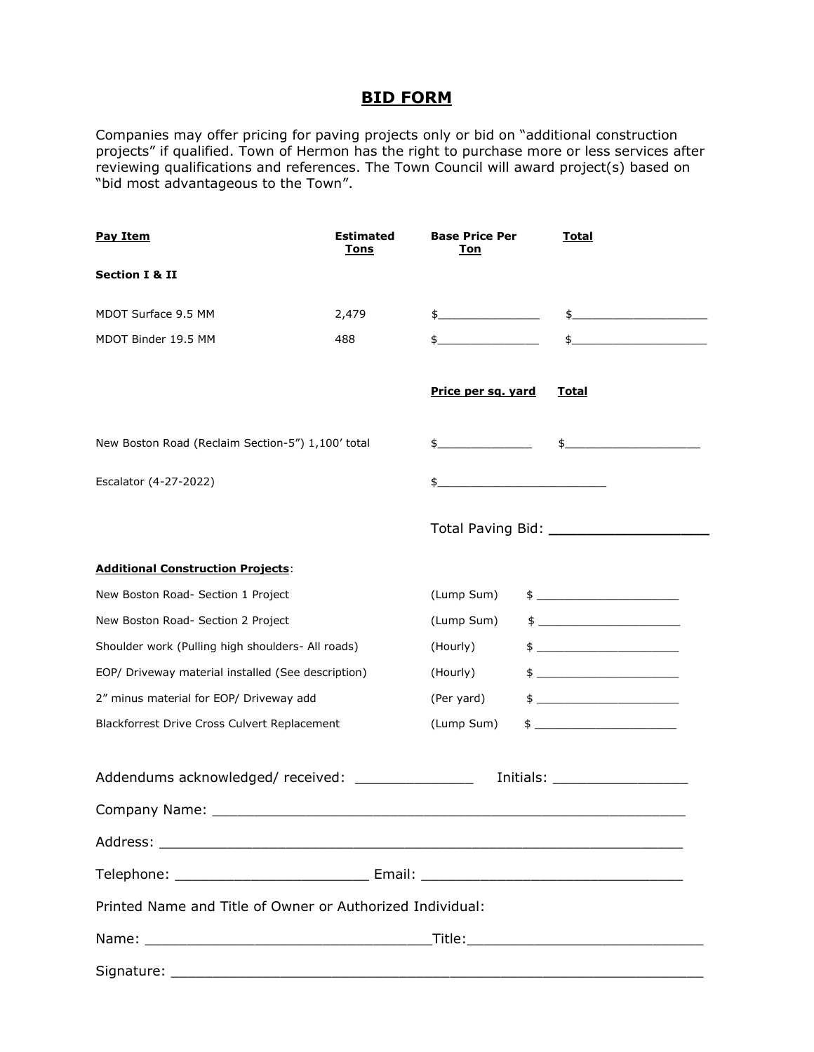# BID FORM

Companies may offer pricing for paving projects only or bid on "additional construction projects" if qualified. Town of Hermon has the right to purchase more or less services after reviewing qualifications and references. The Town Council will award project(s) based on "bid most advantageous to the Town".

| **Pay Item** | **Estimated Tons** | **Base Price Per Ton** | **Total** |
|---|---|---|---|
| **Section I & II** | | | |
| MDOT Surface 9.5 MM | 2,479 | $_______________ | $____________________ |
| MDOT Binder 19.5 MM | 488 | $_______________ | $____________________ |
| | | **Price per sq. yard** | **Total** |
| New Boston Road (Reclaim Section-5") 1,100' total | | $______________ | $____________________ |
| Escalator (4-27-2022) | | $_________________________ | |

Total Paving Bid: __________________

**Additional Construction Projects**:

| | | |
|---|---|---|
| New Boston Road- Section 1 Project | (Lump Sum) | $ _____________________ |
| New Boston Road- Section 2 Project | (Lump Sum) | $ _____________________ |
| Shoulder work (Pulling high shoulders- All roads) | (Hourly) | $ _____________________ |
| EOP/ Driveway material installed (See description) | (Hourly) | $ _____________________ |
| 2" minus material for EOP/ Driveway add | (Per yard) | $ _____________________ |
| Blackforrest Drive Cross Culvert Replacement | (Lump Sum) | $ _____________________ |

Addendums acknowledged/ received: ______________ Initials: ________________

Company Name: __________________________________________________________

Address: ______________________________________________________________

Telephone: _______________________ Email: _______________________________

Printed Name and Title of Owner or Authorized Individual:

Name: _________________________________Title:____________________________

Signature: _______________________________________________________________